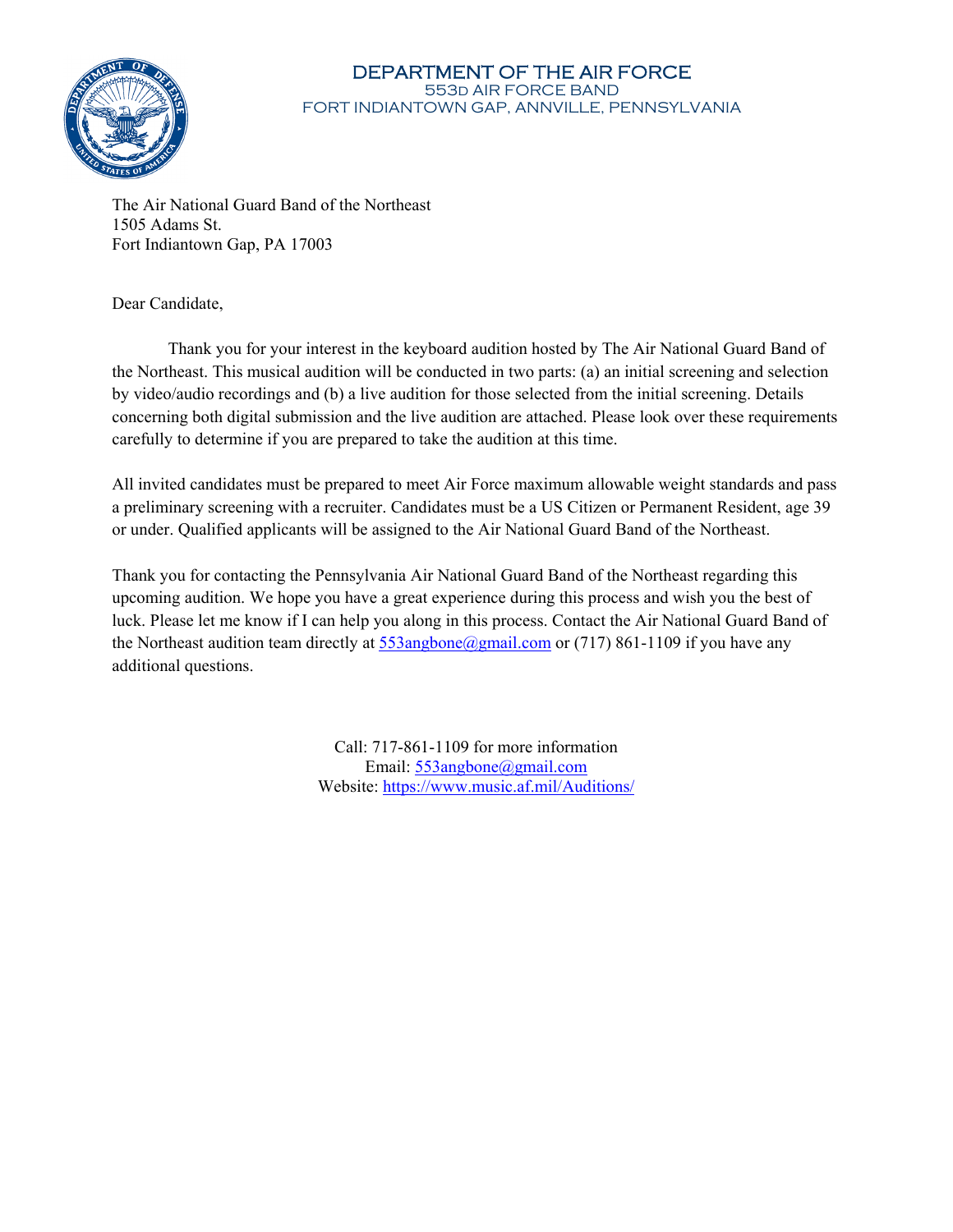# DEPARTMENT OF THE AIR FORCE
553D AIR FORCE BAND
FORT INDIANTOWN GAP, ANNVILLE, PENNSYLVANIA

The Air National Guard Band of the Northeast
1505 Adams St.
Fort Indiantown Gap, PA 17003

Dear Candidate,

Thank you for your interest in the keyboard audition hosted by The Air National Guard Band of the Northeast. This musical audition will be conducted in two parts: (a) an initial screening and selection by video/audio recordings and (b) a live audition for those selected from the initial screening. Details concerning both digital submission and the live audition are attached. Please look over these requirements carefully to determine if you are prepared to take the audition at this time.

All invited candidates must be prepared to meet Air Force maximum allowable weight standards and pass a preliminary screening with a recruiter. Candidates must be a US Citizen or Permanent Resident, age 39 or under. Qualified applicants will be assigned to the Air National Guard Band of the Northeast.

Thank you for contacting the Pennsylvania Air National Guard Band of the Northeast regarding this upcoming audition. We hope you have a great experience during this process and wish you the best of luck. Please let me know if I can help you along in this process. Contact the Air National Guard Band of the Northeast audition team directly at 553angbone@gmail.com or (717) 861-1109 if you have any additional questions.

Call: 717-861-1109 for more information
Email: 553angbone@gmail.com
Website: https://www.music.af.mil/Auditions/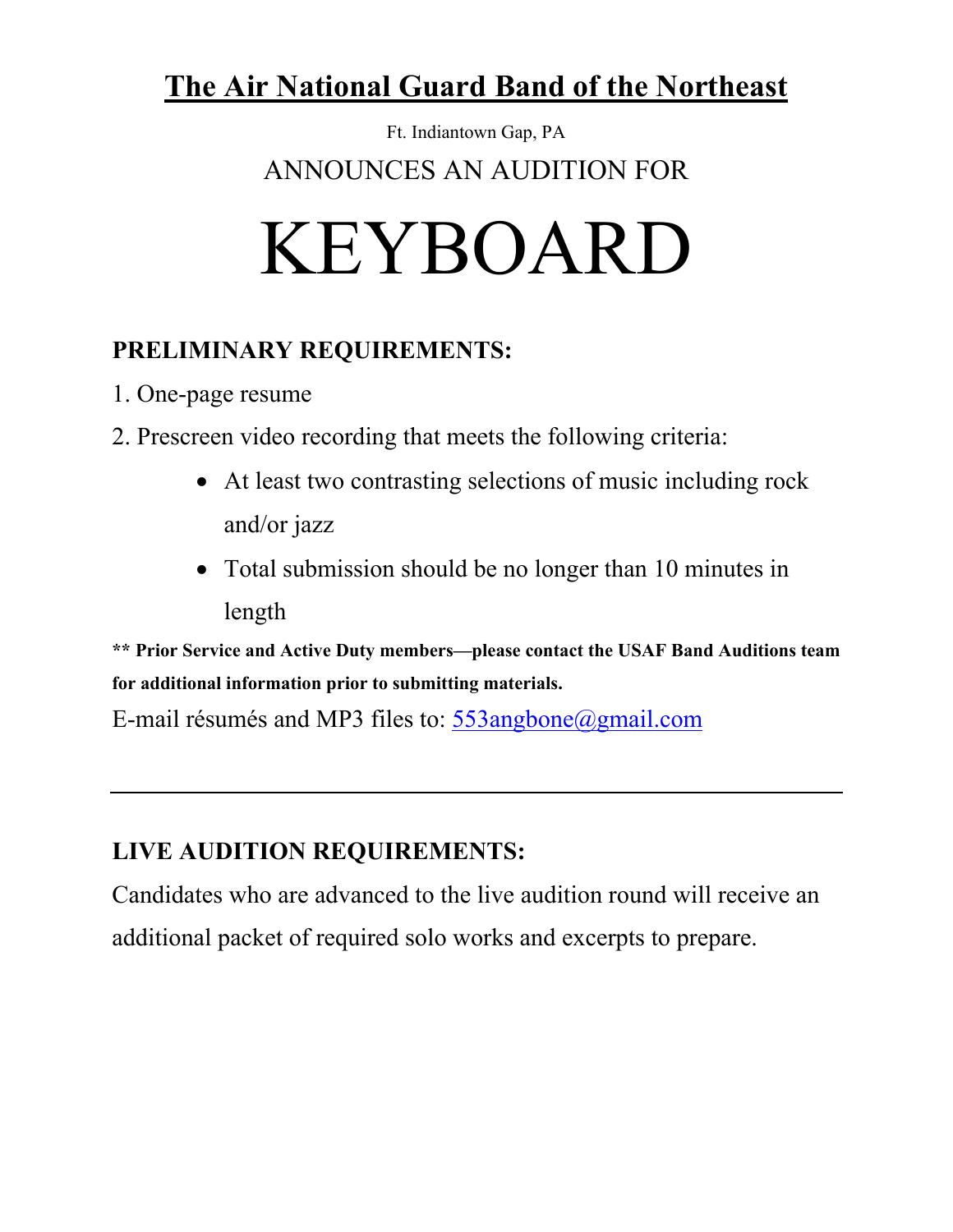# The Air National Guard Band of the Northeast

Ft. Indiantown Gap, PA

ANNOUNCES AN AUDITION FOR

# KEYBOARD

**PRELIMINARY REQUIREMENTS:**

1. One-page resume
2. Prescreen video recording that meets the following criteria:
    - At least two contrasting selections of music including rock and/or jazz
    - Total submission should be no longer than 10 minutes in length

**** Prior Service and Active Duty members—please contact the USAF Band Auditions team for additional information prior to submitting materials.**

E-mail résumés and MP3 files to: 553angbone@gmail.com

---

**LIVE AUDITION REQUIREMENTS:**

Candidates who are advanced to the live audition round will receive an additional packet of required solo works and excerpts to prepare.